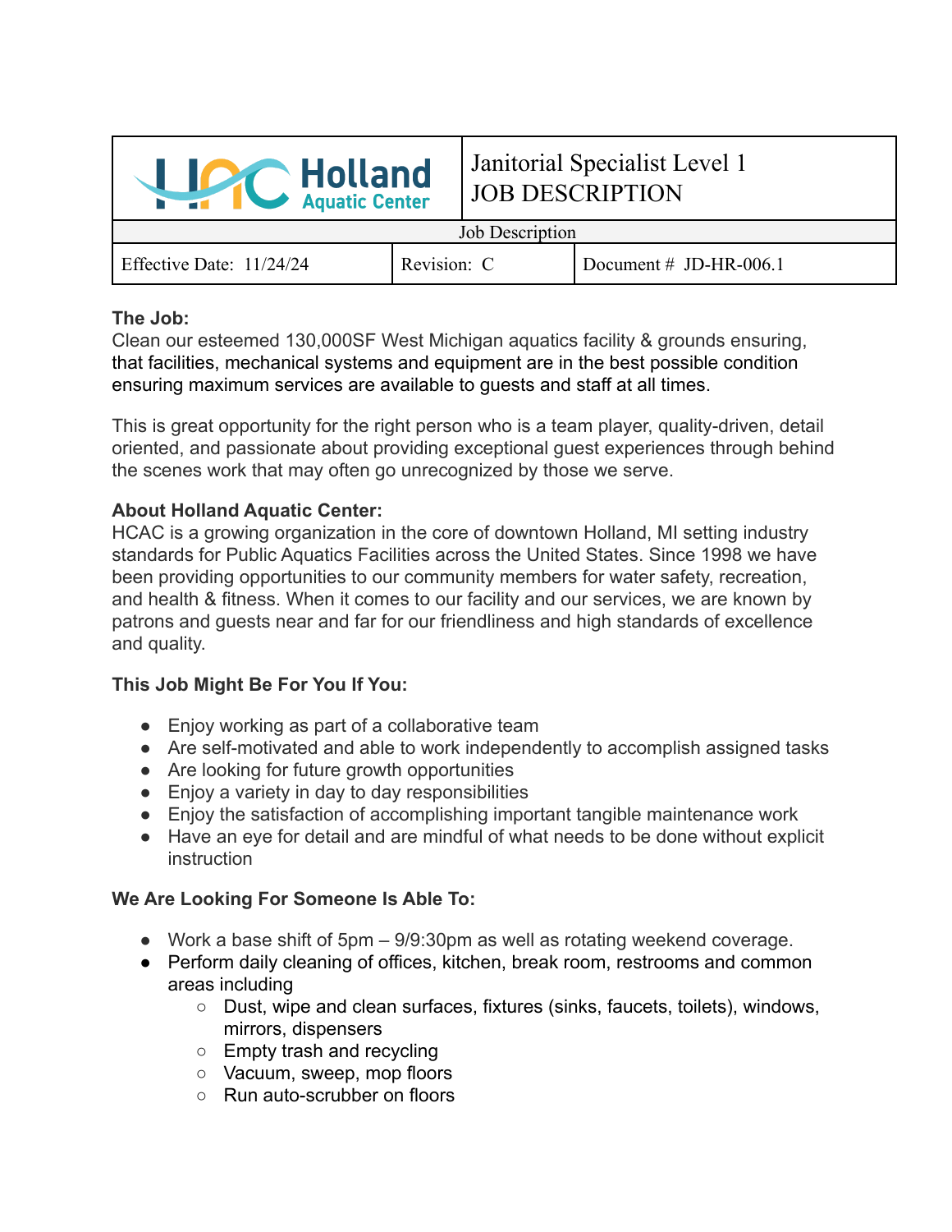| Holland Aquatic Center | Janitorial Specialist Level 1<br>JOB DESCRIPTION | |
|---|---|---|
| Job Description | | |
| Effective Date: 11/24/24 | Revision: C | Document # JD-HR-006.1 |

**The Job:**
Clean our esteemed 130,000SF West Michigan aquatics facility & grounds ensuring, that facilities, mechanical systems and equipment are in the best possible condition ensuring maximum services are available to guests and staff at all times.

This is great opportunity for the right person who is a team player, quality-driven, detail oriented, and passionate about providing exceptional guest experiences through behind the scenes work that may often go unrecognized by those we serve.

**About Holland Aquatic Center:**
HCAC is a growing organization in the core of downtown Holland, MI setting industry standards for Public Aquatics Facilities across the United States. Since 1998 we have been providing opportunities to our community members for water safety, recreation, and health & fitness. When it comes to our facility and our services, we are known by patrons and guests near and far for our friendliness and high standards of excellence and quality.

**This Job Might Be For You If You:**

- Enjoy working as part of a collaborative team
- Are self-motivated and able to work independently to accomplish assigned tasks
- Are looking for future growth opportunities
- Enjoy a variety in day to day responsibilities
- Enjoy the satisfaction of accomplishing important tangible maintenance work
- Have an eye for detail and are mindful of what needs to be done without explicit instruction

**We Are Looking For Someone Is Able To:**

- Work a base shift of 5pm – 9/9:30pm as well as rotating weekend coverage.
- Perform daily cleaning of offices, kitchen, break room, restrooms and common areas including
  - Dust, wipe and clean surfaces, fixtures (sinks, faucets, toilets), windows, mirrors, dispensers
  - Empty trash and recycling
  - Vacuum, sweep, mop floors
  - Run auto-scrubber on floors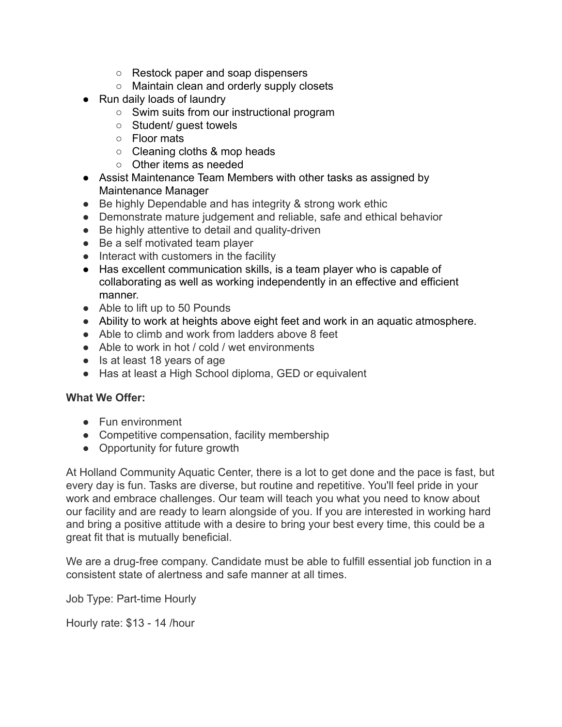- Restock paper and soap dispensers
    - Maintain clean and orderly supply closets
- Run daily loads of laundry
    - Swim suits from our instructional program
    - Student/ guest towels
    - Floor mats
    - Cleaning cloths & mop heads
    - Other items as needed
- Assist Maintenance Team Members with other tasks as assigned by Maintenance Manager
- Be highly Dependable and has integrity & strong work ethic
- Demonstrate mature judgement and reliable, safe and ethical behavior
- Be highly attentive to detail and quality-driven
- Be a self motivated team player
- Interact with customers in the facility
- Has excellent communication skills, is a team player who is capable of collaborating as well as working independently in an effective and efficient manner.
- Able to lift up to 50 Pounds
- Ability to work at heights above eight feet and work in an aquatic atmosphere.
- Able to climb and work from ladders above 8 feet
- Able to work in hot / cold / wet environments
- Is at least 18 years of age
- Has at least a High School diploma, GED or equivalent

**What We Offer:**

- Fun environment
- Competitive compensation, facility membership
- Opportunity for future growth

At Holland Community Aquatic Center, there is a lot to get done and the pace is fast, but every day is fun. Tasks are diverse, but routine and repetitive. You'll feel pride in your work and embrace challenges. Our team will teach you what you need to know about our facility and are ready to learn alongside of you. If you are interested in working hard and bring a positive attitude with a desire to bring your best every time, this could be a great fit that is mutually beneficial.

We are a drug-free company. Candidate must be able to fulfill essential job function in a consistent state of alertness and safe manner at all times.

Job Type: Part-time Hourly

Hourly rate: $13 - 14 /hour